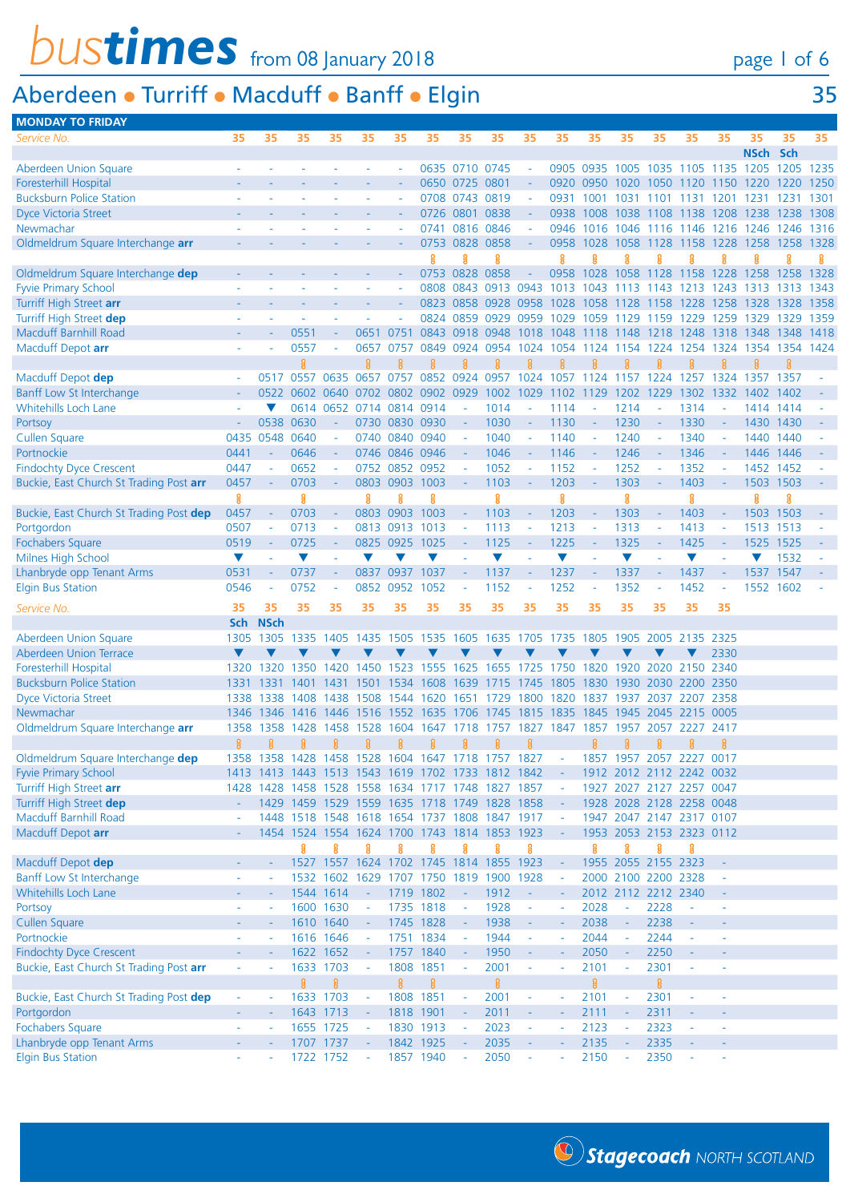# bustimes from 08 January 2018

## Aberdeen • Turriff • Macduff • Banff • Elgin — 35

### MONDAY TO FRIDAY

| Service No. | 35 | 35 | 35 | 35 | 35 | 35 | 35 | 35 | 35 | 35 | 35 | 35 | 35 | 35 | 35 | 35 | 35 | 35 | 35 |
|---|---|---|---|---|---|---|---|---|---|---|---|---|---|---|---|---|---|---|---|
| | | | | | | | | | | | | | | | | | NSch | Sch | |
| Aberdeen Union Square | - | - | - | - | - | - | 0635 | 0710 | 0745 | - | 0905 | 0935 | 1005 | 1035 | 1105 | 1135 | 1205 | 1205 | 1235 |
| Foresterhill Hospital | - | - | - | - | - | - | 0650 | 0725 | 0801 | - | 0920 | 0950 | 1020 | 1050 | 1120 | 1150 | 1220 | 1220 | 1250 |
| Bucksburn Police Station | - | - | - | - | - | - | 0708 | 0743 | 0819 | - | 0931 | 1001 | 1031 | 1101 | 1131 | 1201 | 1231 | 1231 | 1301 |
| Dyce Victoria Street | - | - | - | - | - | - | 0726 | 0801 | 0838 | - | 0938 | 1008 | 1038 | 1108 | 1138 | 1208 | 1238 | 1238 | 1308 |
| Newmachar | - | - | - | - | - | - | 0741 | 0816 | 0846 | - | 0946 | 1016 | 1046 | 1116 | 1146 | 1216 | 1246 | 1246 | 1316 |
| Oldmeldrum Square Interchange **arr** | - | - | - | - | - | - | 0753 | 0828 | 0858 | - | 0958 | 1028 | 1058 | 1128 | 1158 | 1228 | 1258 | 1258 | 1328 |
| Oldmeldrum Square Interchange **dep** | - | - | - | - | - | - | 0753 | 0828 | 0858 | - | 0958 | 1028 | 1058 | 1128 | 1158 | 1228 | 1258 | 1258 | 1328 |
| Fyvie Primary School | - | - | - | - | - | - | 0808 | 0843 | 0913 | 0943 | 1013 | 1043 | 1113 | 1143 | 1213 | 1243 | 1313 | 1313 | 1343 |
| Turriff High Street **arr** | - | - | - | - | - | - | 0823 | 0858 | 0928 | 0958 | 1028 | 1058 | 1128 | 1158 | 1228 | 1258 | 1328 | 1328 | 1358 |
| Turriff High Street **dep** | - | - | - | - | - | - | 0824 | 0859 | 0929 | 0959 | 1029 | 1059 | 1129 | 1159 | 1229 | 1259 | 1329 | 1329 | 1359 |
| Macduff Barnhill Road | - | - | 0551 | - | 0651 | 0751 | 0843 | 0918 | 0948 | 1018 | 1048 | 1118 | 1148 | 1218 | 1248 | 1318 | 1348 | 1348 | 1418 |
| Macduff Depot **arr** | - | - | 0557 | - | 0657 | 0757 | 0849 | 0924 | 0954 | 1024 | 1054 | 1124 | 1154 | 1224 | 1254 | 1324 | 1354 | 1354 | 1424 |
| Macduff Depot **dep** | - | 0517 | 0557 | 0635 | 0657 | 0757 | 0852 | 0924 | 0957 | 1024 | 1057 | 1124 | 1157 | 1224 | 1257 | 1324 | 1357 | 1357 | - |
| Banff Low St Interchange | - | 0522 | 0602 | 0640 | 0702 | 0802 | 0902 | 0929 | 1002 | 1029 | 1102 | 1129 | 1202 | 1229 | 1302 | 1332 | 1402 | 1402 | - |
| Whitehills Loch Lane | - | ▼ | 0614 | 0652 | 0714 | 0814 | 0914 | - | 1014 | - | 1114 | - | 1214 | - | 1314 | - | 1414 | 1414 | - |
| Portsoy | - | 0538 | 0630 | - | 0730 | 0830 | 0930 | - | 1030 | - | 1130 | - | 1230 | - | 1330 | - | 1430 | 1430 | - |
| Cullen Square | 0435 | 0548 | 0640 | - | 0740 | 0840 | 0940 | - | 1040 | - | 1140 | - | 1240 | - | 1340 | - | 1440 | 1440 | - |
| Portnockie | 0441 | - | 0646 | - | 0746 | 0846 | 0946 | - | 1046 | - | 1146 | - | 1246 | - | 1346 | - | 1446 | 1446 | - |
| Findochty Dyce Crescent | 0447 | - | 0652 | - | 0752 | 0852 | 0952 | - | 1052 | - | 1152 | - | 1252 | - | 1352 | - | 1452 | 1452 | - |
| Buckie, East Church St Trading Post **arr** | 0457 | - | 0703 | - | 0803 | 0903 | 1003 | - | 1103 | - | 1203 | - | 1303 | - | 1403 | - | 1503 | 1503 | - |
| Buckie, East Church St Trading Post **dep** | 0457 | - | 0703 | - | 0803 | 0903 | 1003 | - | 1103 | - | 1203 | - | 1303 | - | 1403 | - | 1503 | 1503 | - |
| Portgordon | 0507 | - | 0713 | - | 0813 | 0913 | 1013 | - | 1113 | - | 1213 | - | 1313 | - | 1413 | - | 1513 | 1513 | - |
| Fochabers Square | 0519 | - | 0725 | - | 0825 | 0925 | 1025 | - | 1125 | - | 1225 | - | 1325 | - | 1425 | - | 1525 | 1525 | - |
| Milnes High School | ▼ | - | ▼ | - | ▼ | ▼ | ▼ | - | ▼ | - | ▼ | - | ▼ | - | ▼ | - | ▼ | 1532 | - |
| Lhanbryde opp Tenant Arms | 0531 | - | 0737 | - | 0837 | 0937 | 1037 | - | 1137 | - | 1237 | - | 1337 | - | 1437 | - | 1537 | 1547 | - |
| Elgin Bus Station | 0546 | - | 0752 | - | 0852 | 0952 | 1052 | - | 1152 | - | 1252 | - | 1352 | - | 1452 | - | 1552 | 1602 | - |

| Service No. | 35 | 35 | 35 | 35 | 35 | 35 | 35 | 35 | 35 | 35 | 35 | 35 | 35 | 35 | 35 | 35 |
|---|---|---|---|---|---|---|---|---|---|---|---|---|---|---|---|---|
| | Sch | NSch | | | | | | | | | | | | | | |
| Aberdeen Union Square | 1305 | 1305 | 1335 | 1405 | 1435 | 1505 | 1535 | 1605 | 1635 | 1705 | 1735 | 1805 | 1905 | 2005 | 2135 | 2325 |
| Aberdeen Union Terrace | ▼ | ▼ | ▼ | ▼ | ▼ | ▼ | ▼ | ▼ | ▼ | ▼ | ▼ | ▼ | ▼ | ▼ | ▼ | 2330 |
| Foresterhill Hospital | 1320 | 1320 | 1350 | 1420 | 1450 | 1523 | 1555 | 1625 | 1655 | 1725 | 1750 | 1820 | 1920 | 2020 | 2150 | 2340 |
| Bucksburn Police Station | 1331 | 1331 | 1401 | 1431 | 1501 | 1534 | 1608 | 1639 | 1715 | 1745 | 1805 | 1830 | 1930 | 2030 | 2200 | 2350 |
| Dyce Victoria Street | 1338 | 1338 | 1408 | 1438 | 1508 | 1544 | 1620 | 1651 | 1729 | 1800 | 1820 | 1837 | 1937 | 2037 | 2207 | 2358 |
| Newmachar | 1346 | 1346 | 1416 | 1446 | 1516 | 1552 | 1635 | 1706 | 1745 | 1815 | 1835 | 1845 | 1945 | 2045 | 2215 | 0005 |
| Oldmeldrum Square Interchange **arr** | 1358 | 1358 | 1428 | 1458 | 1528 | 1604 | 1647 | 1718 | 1757 | 1827 | 1847 | 1857 | 1957 | 2057 | 2227 | 2417 |
| Oldmeldrum Square Interchange **dep** | 1358 | 1358 | 1428 | 1458 | 1528 | 1604 | 1647 | 1718 | 1757 | 1827 | - | 1857 | 1957 | 2057 | 2227 | 0017 |
| Fyvie Primary School | 1413 | 1413 | 1443 | 1513 | 1543 | 1619 | 1702 | 1733 | 1812 | 1842 | - | 1912 | 2012 | 2112 | 2242 | 0032 |
| Turriff High Street **arr** | 1428 | 1428 | 1458 | 1528 | 1558 | 1634 | 1717 | 1748 | 1827 | 1857 | - | 1927 | 2027 | 2127 | 2257 | 0047 |
| Turriff High Street **dep** | - | 1429 | 1459 | 1529 | 1559 | 1635 | 1718 | 1749 | 1828 | 1858 | - | 1928 | 2028 | 2128 | 2258 | 0048 |
| Macduff Barnhill Road | - | 1448 | 1518 | 1548 | 1618 | 1654 | 1737 | 1808 | 1847 | 1917 | - | 1947 | 2047 | 2147 | 2317 | 0107 |
| Macduff Depot **arr** | - | 1454 | 1524 | 1554 | 1624 | 1700 | 1743 | 1814 | 1853 | 1923 | - | 1953 | 2053 | 2153 | 2323 | 0112 |
| Macduff Depot **dep** | - | - | 1527 | 1557 | 1624 | 1702 | 1745 | 1814 | 1855 | 1923 | - | 1955 | 2055 | 2155 | 2323 | - |
| Banff Low St Interchange | - | - | 1532 | 1602 | 1629 | 1707 | 1750 | 1819 | 1900 | 1928 | - | 2000 | 2100 | 2200 | 2328 | - |
| Whitehills Loch Lane | - | - | 1544 | 1614 | - | 1719 | 1802 | - | 1912 | - | - | 2012 | 2112 | 2212 | 2340 | - |
| Portsoy | - | - | 1600 | 1630 | - | 1735 | 1818 | - | 1928 | - | - | 2028 | - | 2228 | - | - |
| Cullen Square | - | - | 1610 | 1640 | - | 1745 | 1828 | - | 1938 | - | - | 2038 | - | 2238 | - | - |
| Portnockie | - | - | 1616 | 1646 | - | 1751 | 1834 | - | 1944 | - | - | 2044 | - | 2244 | - | - |
| Findochty Dyce Crescent | - | - | 1622 | 1652 | - | 1757 | 1840 | - | 1950 | - | - | 2050 | - | 2250 | - | - |
| Buckie, East Church St Trading Post **arr** | - | - | 1633 | 1703 | - | 1808 | 1851 | - | 2001 | - | - | 2101 | - | 2301 | - | - |
| Buckie, East Church St Trading Post **dep** | - | - | 1633 | 1703 | - | 1808 | 1851 | - | 2001 | - | - | 2101 | - | 2301 | - | - |
| Portgordon | - | - | 1643 | 1713 | - | 1818 | 1901 | - | 2011 | - | - | 2111 | - | 2311 | - | - |
| Fochabers Square | - | - | 1655 | 1725 | - | 1830 | 1913 | - | 2023 | - | - | 2123 | - | 2323 | - | - |
| Lhanbryde opp Tenant Arms | - | - | 1707 | 1737 | - | 1842 | 1925 | - | 2035 | - | - | 2135 | - | 2335 | - | - |
| Elgin Bus Station | - | - | 1722 | 1752 | - | 1857 | 1940 | - | 2050 | - | - | 2150 | - | 2350 | - | - |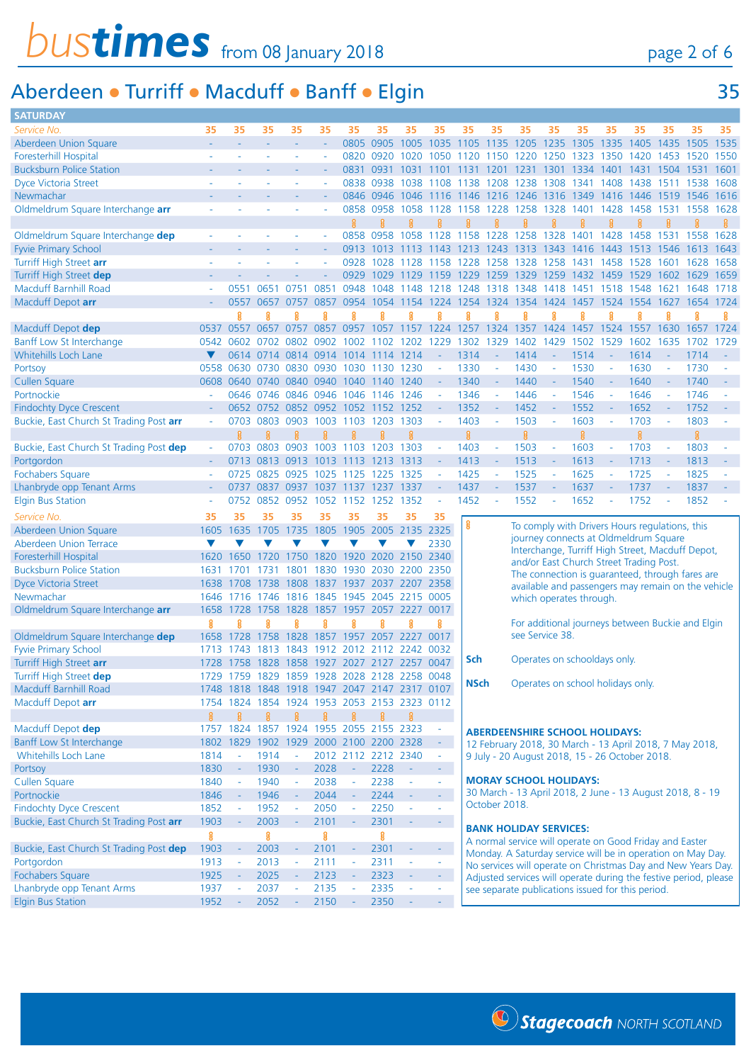# bustimes from 08 January 2018

## Aberdeen • Turriff • Macduff • Banff • Elgin — 35

### SATURDAY

| Service No. | 35 | 35 | 35 | 35 | 35 | 35 | 35 | 35 | 35 | 35 | 35 | 35 | 35 | 35 | 35 | 35 | 35 | 35 | 35 |
|---|---|---|---|---|---|---|---|---|---|---|---|---|---|---|---|---|---|---|---|
| Aberdeen Union Square | - | - | - | - | - | 0805 | 0905 | 1005 | 1035 | 1105 | 1135 | 1205 | 1235 | 1305 | 1335 | 1405 | 1435 | 1505 | 1535 |
| Foresterhill Hospital | - | - | - | - | - | 0820 | 0920 | 1020 | 1050 | 1120 | 1150 | 1220 | 1250 | 1323 | 1350 | 1420 | 1453 | 1520 | 1550 |
| Bucksburn Police Station | - | - | - | - | - | 0831 | 0931 | 1031 | 1101 | 1131 | 1201 | 1231 | 1301 | 1334 | 1401 | 1431 | 1504 | 1531 | 1601 |
| Dyce Victoria Street | - | - | - | - | - | 0838 | 0938 | 1038 | 1108 | 1138 | 1208 | 1238 | 1308 | 1341 | 1408 | 1438 | 1511 | 1538 | 1608 |
| Newmachar | - | - | - | - | - | 0846 | 0946 | 1046 | 1116 | 1146 | 1216 | 1246 | 1316 | 1349 | 1416 | 1446 | 1519 | 1546 | 1616 |
| Oldmeldrum Square Interchange **arr** | - | - | - | - | - | 0858 | 0958 | 1058 | 1128 | 1158 | 1228 | 1258 | 1328 | 1401 | 1428 | 1458 | 1531 | 1558 | 1628 |
| | | | | | | § | § | § | § | § | § | § | § | § | § | § | § | § | § |
| Oldmeldrum Square Interchange **dep** | - | - | - | - | - | 0858 | 0958 | 1058 | 1128 | 1158 | 1228 | 1258 | 1328 | 1401 | 1428 | 1458 | 1531 | 1558 | 1628 |
| Fyvie Primary School | - | - | - | - | - | 0913 | 1013 | 1113 | 1143 | 1213 | 1243 | 1313 | 1343 | 1416 | 1443 | 1513 | 1546 | 1613 | 1643 |
| Turriff High Street **arr** | - | - | - | - | - | 0928 | 1028 | 1128 | 1158 | 1228 | 1258 | 1328 | 1258 | 1431 | 1458 | 1528 | 1601 | 1628 | 1658 |
| Turriff High Street **dep** | - | - | - | - | - | 0929 | 1029 | 1129 | 1159 | 1229 | 1259 | 1329 | 1259 | 1432 | 1459 | 1529 | 1602 | 1629 | 1659 |
| Macduff Barnhill Road | - | 0551 | 0651 | 0751 | 0851 | 0948 | 1048 | 1148 | 1218 | 1248 | 1318 | 1348 | 1418 | 1451 | 1518 | 1548 | 1621 | 1648 | 1718 |
| Macduff Depot **arr** | - | 0557 | 0657 | 0757 | 0857 | 0954 | 1054 | 1154 | 1224 | 1254 | 1324 | 1354 | 1424 | 1457 | 1524 | 1554 | 1627 | 1654 | 1724 |
| | | § | § | § | § | § | § | § | § | § | § | § | § | § | § | § | § | § | § |
| Macduff Depot **dep** | 0537 | 0557 | 0657 | 0757 | 0857 | 0957 | 1057 | 1157 | 1224 | 1257 | 1324 | 1357 | 1424 | 1457 | 1524 | 1557 | 1630 | 1657 | 1724 |
| Banff Low St Interchange | 0542 | 0602 | 0702 | 0802 | 0902 | 1002 | 1102 | 1202 | 1229 | 1302 | 1329 | 1402 | 1429 | 1502 | 1529 | 1602 | 1635 | 1702 | 1729 |
| Whitehills Loch Lane | ▼ | 0614 | 0714 | 0814 | 0914 | 1014 | 1114 | 1214 | - | 1314 | - | 1414 | - | 1514 | - | 1614 | - | 1714 | - |
| Portsoy | 0558 | 0630 | 0730 | 0830 | 0930 | 1030 | 1130 | 1230 | - | 1330 | - | 1430 | - | 1530 | - | 1630 | - | 1730 | - |
| Cullen Square | 0608 | 0640 | 0740 | 0840 | 0940 | 1040 | 1140 | 1240 | - | 1340 | - | 1440 | - | 1540 | - | 1640 | - | 1740 | - |
| Portnockie | - | 0646 | 0746 | 0846 | 0946 | 1046 | 1146 | 1246 | - | 1346 | - | 1446 | - | 1546 | - | 1646 | - | 1746 | - |
| Findochty Dyce Crescent | - | 0652 | 0752 | 0852 | 0952 | 1052 | 1152 | 1252 | - | 1352 | - | 1452 | - | 1552 | - | 1652 | - | 1752 | - |
| Buckie, East Church St Trading Post **arr** | - | 0703 | 0803 | 0903 | 1003 | 1103 | 1203 | 1303 | - | 1403 | - | 1503 | - | 1603 | - | 1703 | - | 1803 | - |
| | | § | § | § | § | § | § | § | | § | | § | | § | | § | | § | |
| Buckie, East Church St Trading Post **dep** | - | 0703 | 0803 | 0903 | 1003 | 1103 | 1203 | 1303 | - | 1403 | - | 1503 | - | 1603 | - | 1703 | - | 1803 | - |
| Portgordon | - | 0713 | 0813 | 0913 | 1013 | 1113 | 1213 | 1313 | - | 1413 | - | 1513 | - | 1613 | - | 1713 | - | 1813 | - |
| Fochabers Square | - | 0725 | 0825 | 0925 | 1025 | 1125 | 1225 | 1325 | - | 1425 | - | 1525 | - | 1625 | - | 1725 | - | 1825 | - |
| Lhanbryde opp Tenant Arms | - | 0737 | 0837 | 0937 | 1037 | 1137 | 1237 | 1337 | - | 1437 | - | 1537 | - | 1637 | - | 1737 | - | 1837 | - |
| Elgin Bus Station | - | 0752 | 0852 | 0952 | 1052 | 1152 | 1252 | 1352 | - | 1452 | - | 1552 | - | 1652 | - | 1752 | - | 1852 | - |

| Service No. | 35 | 35 | 35 | 35 | 35 | 35 | 35 | 35 | 35 |
|---|---|---|---|---|---|---|---|---|---|
| Aberdeen Union Square | 1605 | 1635 | 1705 | 1735 | 1805 | 1905 | 2005 | 2135 | 2325 |
| Aberdeen Union Terrace | ▼ | ▼ | ▼ | ▼ | ▼ | ▼ | ▼ | ▼ | 2330 |
| Foresterhill Hospital | 1620 | 1650 | 1720 | 1750 | 1820 | 1920 | 2020 | 2150 | 2340 |
| Bucksburn Police Station | 1631 | 1701 | 1731 | 1801 | 1830 | 1930 | 2030 | 2200 | 2350 |
| Dyce Victoria Street | 1638 | 1708 | 1738 | 1808 | 1837 | 1937 | 2037 | 2207 | 2358 |
| Newmachar | 1646 | 1716 | 1746 | 1816 | 1845 | 1945 | 2045 | 2215 | 0005 |
| Oldmeldrum Square Interchange **arr** | 1658 | 1728 | 1758 | 1828 | 1857 | 1957 | 2057 | 2227 | 0017 |
| | § | § | § | § | § | § | § | § | § |
| Oldmeldrum Square Interchange **dep** | 1658 | 1728 | 1758 | 1828 | 1857 | 1957 | 2057 | 2227 | 0017 |
| Fyvie Primary School | 1713 | 1743 | 1813 | 1843 | 1912 | 2012 | 2112 | 2242 | 0032 |
| Turriff High Street **arr** | 1728 | 1758 | 1828 | 1858 | 1927 | 2027 | 2127 | 2257 | 0047 |
| Turriff High Street **dep** | 1729 | 1759 | 1829 | 1859 | 1928 | 2028 | 2128 | 2258 | 0048 |
| Macduff Barnhill Road | 1748 | 1818 | 1848 | 1918 | 1947 | 2047 | 2147 | 2317 | 0107 |
| Macduff Depot **arr** | 1754 | 1824 | 1854 | 1924 | 1953 | 2053 | 2153 | 2323 | 0112 |
| | § | § | § | § | § | § | § | § | |
| Macduff Depot **dep** | 1757 | 1824 | 1857 | 1924 | 1955 | 2055 | 2155 | 2323 | - |
| Banff Low St Interchange | 1802 | 1829 | 1902 | 1929 | 2000 | 2100 | 2200 | 2328 | - |
| Whitehills Loch Lane | 1814 | - | 1914 | - | 2012 | 2112 | 2212 | 2340 | - |
| Portsoy | 1830 | - | 1930 | - | 2028 | - | 2228 | - | - |
| Cullen Square | 1840 | - | 1940 | - | 2038 | - | 2238 | - | - |
| Portnockie | 1846 | - | 1946 | - | 2044 | - | 2244 | - | - |
| Findochty Dyce Crescent | 1852 | - | 1952 | - | 2050 | - | 2250 | - | - |
| Buckie, East Church St Trading Post **arr** | 1903 | - | 2003 | - | 2101 | - | 2301 | - | - |
| | § | | § | | § | | § | | |
| Buckie, East Church St Trading Post **dep** | 1903 | - | 2003 | - | 2101 | - | 2301 | - | - |
| Portgordon | 1913 | - | 2013 | - | 2111 | - | 2311 | - | - |
| Fochabers Square | 1925 | - | 2025 | - | 2123 | - | 2323 | - | - |
| Lhanbryde opp Tenant Arms | 1937 | - | 2037 | - | 2135 | - | 2335 | - | - |
| Elgin Bus Station | 1952 | - | 2052 | - | 2150 | - | 2350 | - | - |

§ To comply with Drivers Hours regulations, this journey connects at Oldmeldrum Square Interchange, Turriff High Street, Macduff Depot, and/or East Church Street Trading Post. The connection is guaranteed, through fares are available and passengers may remain on the vehicle which operates through.

For additional journeys between Buckie and Elgin see Service 38.

**Sch** Operates on schooldays only.

**NSch** Operates on school holidays only.

**ABERDEENSHIRE SCHOOL HOLIDAYS:**
12 February 2018, 30 March - 13 April 2018, 7 May 2018, 9 July - 20 August 2018, 15 - 26 October 2018.

**MORAY SCHOOL HOLIDAYS:**
30 March - 13 April 2018, 2 June - 13 August 2018, 8 - 19 October 2018.

**BANK HOLIDAY SERVICES:**
A normal service will operate on Good Friday and Easter Monday. A Saturday service will be in operation on May Day. No services will operate on Christmas Day and New Years Day. Adjusted services will operate during the festive period, please see separate publications issued for this period.

Stagecoach NORTH SCOTLAND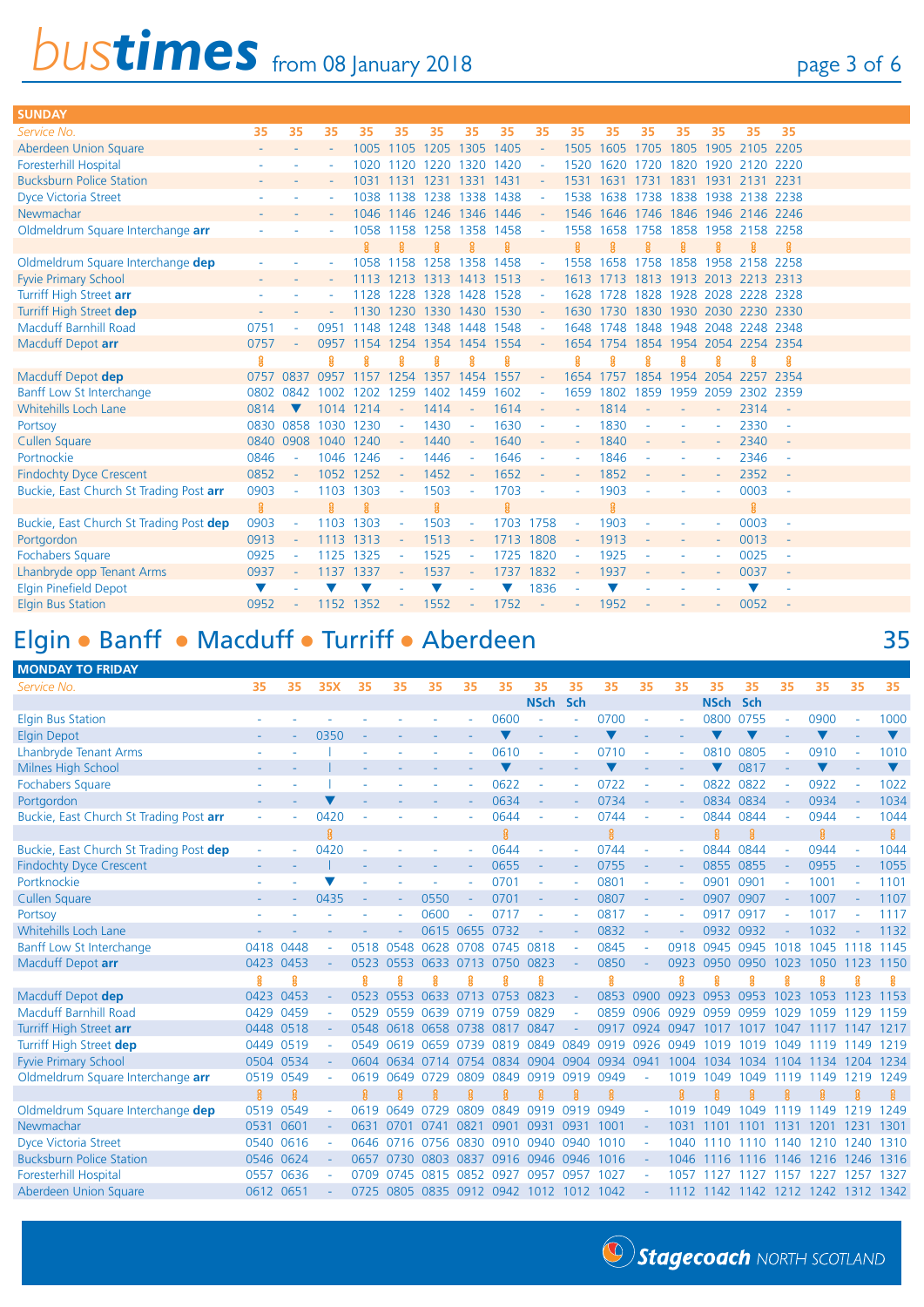## SUNDAY

| Service No. | 35 | 35 | 35 | 35 | 35 | 35 | 35 | 35 | 35 | 35 | 35 | 35 | 35 | 35 | 35 | 35 |
|---|---|---|---|---|---|---|---|---|---|---|---|---|---|---|---|---|
| Aberdeen Union Square | - | - | - | 1005 | 1105 | 1205 | 1305 | 1405 | - | 1505 | 1605 | 1705 | 1805 | 1905 | 2105 | 2205 |
| Foresterhill Hospital | - | - | - | 1020 | 1120 | 1220 | 1320 | 1420 | - | 1520 | 1620 | 1720 | 1820 | 1920 | 2120 | 2220 |
| Bucksburn Police Station | - | - | - | 1031 | 1131 | 1231 | 1331 | 1431 | - | 1531 | 1631 | 1731 | 1831 | 1931 | 2131 | 2231 |
| Dyce Victoria Street | - | - | - | 1038 | 1138 | 1238 | 1338 | 1438 | - | 1538 | 1638 | 1738 | 1838 | 1938 | 2138 | 2238 |
| Newmachar | - | - | - | 1046 | 1146 | 1246 | 1346 | 1446 | - | 1546 | 1646 | 1746 | 1846 | 1946 | 2146 | 2246 |
| Oldmeldrum Square Interchange **arr** | - | - | - | 1058 | 1158 | 1258 | 1358 | 1458 | - | 1558 | 1658 | 1758 | 1858 | 1958 | 2158 | 2258 |
| Oldmeldrum Square Interchange **dep** | - | - | - | 1058 | 1158 | 1258 | 1358 | 1458 | - | 1558 | 1658 | 1758 | 1858 | 1958 | 2158 | 2258 |
| Fyvie Primary School | - | - | - | 1113 | 1213 | 1313 | 1413 | 1513 | - | 1613 | 1713 | 1813 | 1913 | 2013 | 2213 | 2313 |
| Turriff High Street **arr** | - | - | - | 1128 | 1228 | 1328 | 1428 | 1528 | - | 1628 | 1728 | 1828 | 1928 | 2028 | 2228 | 2328 |
| Turriff High Street **dep** | - | - | - | 1130 | 1230 | 1330 | 1430 | 1530 | - | 1630 | 1730 | 1830 | 1930 | 2030 | 2230 | 2330 |
| Macduff Barnhill Road | 0751 | - | 0951 | 1148 | 1248 | 1348 | 1448 | 1548 | - | 1648 | 1748 | 1848 | 1948 | 2048 | 2248 | 2348 |
| Macduff Depot **arr** | 0757 | - | 0957 | 1154 | 1254 | 1354 | 1454 | 1554 | - | 1654 | 1754 | 1854 | 1954 | 2054 | 2254 | 2354 |
| Macduff Depot **dep** | 0757 | 0837 | 0957 | 1157 | 1254 | 1357 | 1454 | 1557 | - | 1654 | 1757 | 1854 | 1954 | 2054 | 2257 | 2354 |
| Banff Low St Interchange | 0802 | 0842 | 1002 | 1202 | 1259 | 1402 | 1459 | 1602 | - | 1659 | 1802 | 1859 | 1959 | 2059 | 2302 | 2359 |
| Whitehills Loch Lane | 0814 | ▼ | 1014 | 1214 | - | 1414 | - | 1614 | - | - | 1814 | - | - | - | 2314 | - |
| Portsoy | 0830 | 0858 | 1030 | 1230 | - | 1430 | - | 1630 | - | - | 1830 | - | - | - | 2330 | - |
| Cullen Square | 0840 | 0908 | 1040 | 1240 | - | 1440 | - | 1640 | - | - | 1840 | - | - | - | 2340 | - |
| Portnockie | 0846 | - | 1046 | 1246 | - | 1446 | - | 1646 | - | - | 1846 | - | - | - | 2346 | - |
| Findochty Dyce Crescent | 0852 | - | 1052 | 1252 | - | 1452 | - | 1652 | - | - | 1852 | - | - | - | 2352 | - |
| Buckie, East Church St Trading Post **arr** | 0903 | - | 1103 | 1303 | - | 1503 | - | 1703 | - | - | 1903 | - | - | - | 0003 | - |
| Buckie, East Church St Trading Post **dep** | 0903 | - | 1103 | 1303 | - | 1503 | - | 1703 | 1758 | - | 1903 | - | - | - | 0003 | - |
| Portgordon | 0913 | - | 1113 | 1313 | - | 1513 | - | 1713 | 1808 | - | 1913 | - | - | - | 0013 | - |
| Fochabers Square | 0925 | - | 1125 | 1325 | - | 1525 | - | 1725 | 1820 | - | 1925 | - | - | - | 0025 | - |
| Lhanbryde opp Tenant Arms | 0937 | - | 1137 | 1337 | - | 1537 | - | 1737 | 1832 | - | 1937 | - | - | - | 0037 | - |
| Elgin Pinefield Depot | ▼ | - | ▼ | ▼ | - | ▼ | - | ▼ | 1836 | - | ▼ | - | - | - | ▼ | - |
| Elgin Bus Station | 0952 | - | 1152 | 1352 | - | 1552 | - | 1752 | - | - | 1952 | - | - | - | 0052 | - |

# Elgin • Banff • Macduff • Turriff • Aberdeen — 35

## MONDAY TO FRIDAY

| Service No. | 35 | 35 | 35X | 35 | 35 | 35 | 35 | 35 | 35 | 35 | 35 | 35 | 35 | 35 | 35 | 35 | 35 | 35 | 35 |
|---|---|---|---|---|---|---|---|---|---|---|---|---|---|---|---|---|---|---|---|
| | | | | | | | | | NSch | Sch | | | | NSch | Sch | | | | |
| Elgin Bus Station | - | - | - | - | - | - | - | 0600 | - | - | 0700 | - | - | 0800 | 0755 | - | 0900 | - | 1000 |
| Elgin Depot | - | - | 0350 | - | - | - | - | ▼ | - | - | ▼ | - | - | ▼ | ▼ | - | ▼ | - | ▼ |
| Lhanbryde Tenant Arms | - | - | \| | - | - | - | - | 0610 | - | - | 0710 | - | - | 0810 | 0805 | - | 0910 | - | 1010 |
| Milnes High School | - | - | \| | - | - | - | - | ▼ | - | - | ▼ | - | - | ▼ | 0817 | - | ▼ | - | ▼ |
| Fochabers Square | - | - | \| | - | - | - | - | 0622 | - | - | 0722 | - | - | 0822 | 0822 | - | 0922 | - | 1022 |
| Portgordon | - | - | ▼ | - | - | - | - | 0634 | - | - | 0734 | - | - | 0834 | 0834 | - | 0934 | - | 1034 |
| Buckie, East Church St Trading Post **arr** | - | - | 0420 | - | - | - | - | 0644 | - | - | 0744 | - | - | 0844 | 0844 | - | 0944 | - | 1044 |
| Buckie, East Church St Trading Post **dep** | - | - | 0420 | - | - | - | - | 0644 | - | - | 0744 | - | - | 0844 | 0844 | - | 0944 | - | 1044 |
| Findochty Dyce Crescent | - | - | \| | - | - | - | - | 0655 | - | - | 0755 | - | - | 0855 | 0855 | - | 0955 | - | 1055 |
| Portknockie | - | - | ▼ | - | - | - | - | 0701 | - | - | 0801 | - | - | 0901 | 0901 | - | 1001 | - | 1101 |
| Cullen Square | - | - | 0435 | - | - | 0550 | - | 0701 | - | - | 0807 | - | - | 0907 | 0907 | - | 1007 | - | 1107 |
| Portsoy | - | - | - | - | - | 0600 | - | 0717 | - | - | 0817 | - | - | 0917 | 0917 | - | 1017 | - | 1117 |
| Whitehills Loch Lane | - | - | - | - | - | 0615 | 0655 | 0732 | - | - | 0832 | - | - | 0932 | 0932 | - | 1032 | - | 1132 |
| Banff Low St Interchange | 0418 | 0448 | - | 0518 | 0548 | 0628 | 0708 | 0745 | 0818 | - | 0845 | - | 0918 | 0945 | 0945 | 1018 | 1045 | 1118 | 1145 |
| Macduff Depot **arr** | 0423 | 0453 | - | 0523 | 0553 | 0633 | 0713 | 0750 | 0823 | - | 0850 | - | 0923 | 0950 | 0950 | 1023 | 1050 | 1123 | 1150 |
| Macduff Depot **dep** | 0423 | 0453 | - | 0523 | 0553 | 0633 | 0713 | 0753 | 0823 | - | 0853 | 0900 | 0923 | 0953 | 0953 | 1023 | 1053 | 1123 | 1153 |
| Macduff Barnhill Road | 0429 | 0459 | - | 0529 | 0559 | 0639 | 0719 | 0759 | 0829 | - | 0859 | 0906 | 0929 | 0959 | 0959 | 1029 | 1059 | 1129 | 1159 |
| Turriff High Street **arr** | 0448 | 0518 | - | 0548 | 0618 | 0658 | 0738 | 0817 | 0847 | - | 0917 | 0924 | 0947 | 1017 | 1017 | 1047 | 1117 | 1147 | 1217 |
| Turriff High Street **dep** | 0449 | 0519 | - | 0549 | 0619 | 0659 | 0739 | 0819 | 0849 | 0849 | 0919 | 0926 | 0949 | 1019 | 1019 | 1049 | 1119 | 1149 | 1219 |
| Fyvie Primary School | 0504 | 0534 | - | 0604 | 0634 | 0714 | 0754 | 0834 | 0904 | 0904 | 0934 | 0941 | 1004 | 1034 | 1034 | 1104 | 1134 | 1204 | 1234 |
| Oldmeldrum Square Interchange **arr** | 0519 | 0549 | - | 0619 | 0649 | 0729 | 0809 | 0849 | 0919 | 0919 | 0949 | - | 1019 | 1049 | 1049 | 1119 | 1149 | 1219 | 1249 |
| Oldmeldrum Square Interchange **dep** | 0519 | 0549 | - | 0619 | 0649 | 0729 | 0809 | 0849 | 0919 | 0919 | 0949 | - | 1019 | 1049 | 1049 | 1119 | 1149 | 1219 | 1249 |
| Newmachar | 0531 | 0601 | - | 0631 | 0701 | 0741 | 0821 | 0901 | 0931 | 0931 | 1001 | - | 1031 | 1101 | 1101 | 1131 | 1201 | 1231 | 1301 |
| Dyce Victoria Street | 0540 | 0616 | - | 0646 | 0716 | 0756 | 0830 | 0910 | 0940 | 0940 | 1010 | - | 1040 | 1110 | 1110 | 1140 | 1210 | 1240 | 1310 |
| Bucksburn Police Station | 0546 | 0624 | - | 0657 | 0730 | 0803 | 0837 | 0916 | 0946 | 0946 | 1016 | - | 1046 | 1116 | 1116 | 1146 | 1216 | 1246 | 1316 |
| Foresterhill Hospital | 0557 | 0636 | - | 0709 | 0745 | 0815 | 0852 | 0927 | 0957 | 0957 | 1027 | - | 1057 | 1127 | 1127 | 1157 | 1227 | 1257 | 1327 |
| Aberdeen Union Square | 0612 | 0651 | - | 0725 | 0805 | 0835 | 0912 | 0942 | 1012 | 1012 | 1042 | - | 1112 | 1142 | 1142 | 1212 | 1242 | 1312 | 1342 |

Stagecoach NORTH SCOTLAND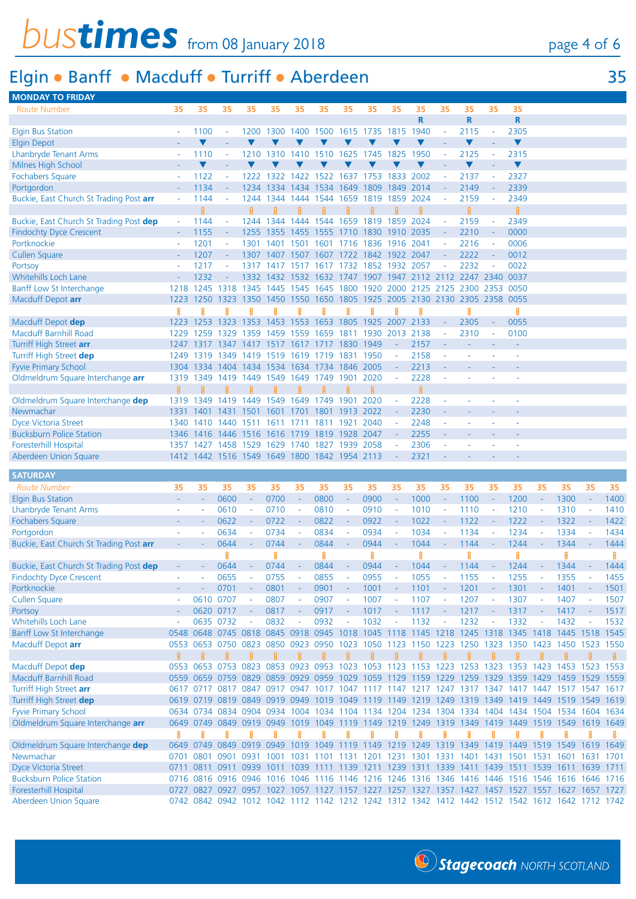# bustimes from 08 January 2018

## Elgin • Banff • Macduff • Turriff • Aberdeen — 35

### MONDAY TO FRIDAY

| Route Number | 35 | 35 | 35 | 35 | 35 | 35 | 35 | 35 | 35 | 35 | 35 | 35 | 35 | 35 | 35 |
|---|---|---|---|---|---|---|---|---|---|---|---|---|---|---|---|
| | | | | | | | | | | | R | | R | | R |
| Elgin Bus Station | - | 1100 | - | 1200 | 1300 | 1400 | 1500 | 1615 | 1735 | 1815 | 1940 | - | 2115 | - | 2305 |
| Elgin Depot | - | ▼ | - | ▼ | ▼ | ▼ | ▼ | ▼ | ▼ | ▼ | ▼ | - | ▼ | - | ▼ |
| Lhanbryde Tenant Arms | - | 1110 | - | 1210 | 1310 | 1410 | 1510 | 1625 | 1745 | 1825 | 1950 | - | 2125 | - | 2315 |
| Milnes High School | - | ▼ | - | ▼ | ▼ | ▼ | ▼ | ▼ | ▼ | ▼ | ▼ | - | ▼ | - | ▼ |
| Fochabers Square | - | 1122 | - | 1222 | 1322 | 1422 | 1522 | 1637 | 1753 | 1833 | 2002 | - | 2137 | - | 2327 |
| Portgordon | - | 1134 | - | 1234 | 1334 | 1434 | 1534 | 1649 | 1809 | 1849 | 2014 | - | 2149 | - | 2339 |
| Buckie, East Church St Trading Post **arr** | - | 1144 | - | 1244 | 1344 | 1444 | 1544 | 1659 | 1819 | 1859 | 2024 | - | 2159 | - | 2349 |
| Buckie, East Church St Trading Post **dep** | - | 1144 | - | 1244 | 1344 | 1444 | 1544 | 1659 | 1819 | 1859 | 2024 | - | 2159 | - | 2349 |
| Findochty Dyce Crescent | - | 1155 | - | 1255 | 1355 | 1455 | 1555 | 1710 | 1830 | 1910 | 2035 | - | 2210 | - | 0000 |
| Portknockie | - | 1201 | - | 1301 | 1401 | 1501 | 1601 | 1716 | 1836 | 1916 | 2041 | - | 2216 | - | 0006 |
| Cullen Square | - | 1207 | - | 1307 | 1407 | 1507 | 1607 | 1722 | 1842 | 1922 | 2047 | - | 2222 | - | 0012 |
| Portsoy | - | 1217 | - | 1317 | 1417 | 1517 | 1617 | 1732 | 1852 | 1932 | 2057 | - | 2232 | - | 0022 |
| Whitehills Loch Lane | - | 1232 | - | 1332 | 1432 | 1532 | 1632 | 1747 | 1907 | 1947 | 2112 | 2112 | 2247 | 2340 | 0037 |
| Banff Low St Interchange | 1218 | 1245 | 1318 | 1345 | 1445 | 1545 | 1645 | 1800 | 1920 | 2000 | 2125 | 2125 | 2300 | 2353 | 0050 |
| Macduff Depot **arr** | 1223 | 1250 | 1323 | 1350 | 1450 | 1550 | 1650 | 1805 | 1925 | 2005 | 2130 | 2130 | 2305 | 2358 | 0055 |
| Macduff Depot **dep** | 1223 | 1253 | 1323 | 1353 | 1453 | 1553 | 1653 | 1805 | 1925 | 2007 | 2133 | - | 2305 | - | 0055 |
| Macduff Barnhill Road | 1229 | 1259 | 1329 | 1359 | 1459 | 1559 | 1659 | 1811 | 1930 | 2013 | 2138 | - | 2310 | - | 0100 |
| Turriff High Street **arr** | 1247 | 1317 | 1347 | 1417 | 1517 | 1617 | 1717 | 1830 | 1949 | - | 2157 | - | - | - | - |
| Turriff High Street **dep** | 1249 | 1319 | 1349 | 1419 | 1519 | 1619 | 1719 | 1831 | 1950 | - | 2158 | - | - | - | - |
| Fyvie Primary School | 1304 | 1334 | 1404 | 1434 | 1534 | 1634 | 1734 | 1846 | 2005 | - | 2213 | - | - | - | - |
| Oldmeldrum Square Interchange **arr** | 1319 | 1349 | 1419 | 1449 | 1549 | 1649 | 1749 | 1901 | 2020 | - | 2228 | - | - | - | - |
| Oldmeldrum Square Interchange **dep** | 1319 | 1349 | 1419 | 1449 | 1549 | 1649 | 1749 | 1901 | 2020 | - | 2228 | - | - | - | - |
| Newmachar | 1331 | 1401 | 1431 | 1501 | 1601 | 1701 | 1801 | 1913 | 2022 | - | 2230 | - | - | - | - |
| Dyce Victoria Street | 1340 | 1410 | 1440 | 1511 | 1611 | 1711 | 1811 | 1921 | 2040 | - | 2248 | - | - | - | - |
| Bucksburn Police Station | 1346 | 1416 | 1446 | 1516 | 1616 | 1719 | 1819 | 1928 | 2047 | - | 2255 | - | - | - | - |
| Foresterhill Hospital | 1357 | 1427 | 1458 | 1529 | 1629 | 1740 | 1827 | 1939 | 2058 | - | 2306 | - | - | - | - |
| Aberdeen Union Square | 1412 | 1442 | 1516 | 1549 | 1649 | 1800 | 1842 | 1954 | 2113 | - | 2321 | - | - | - | - |

### SATURDAY

| Route Number | 35 | 35 | 35 | 35 | 35 | 35 | 35 | 35 | 35 | 35 | 35 | 35 | 35 | 35 | 35 | 35 | 35 | 35 | 35 |
|---|---|---|---|---|---|---|---|---|---|---|---|---|---|---|---|---|---|---|---|
| Elgin Bus Station | - | - | 0600 | - | 0700 | - | 0800 | - | 0900 | - | 1000 | - | 1100 | - | 1200 | - | 1300 | - | 1400 |
| Lhanbryde Tenant Arms | - | - | 0610 | - | 0710 | - | 0810 | - | 0910 | - | 1010 | - | 1110 | - | 1210 | - | 1310 | - | 1410 |
| Fochabers Square | - | - | 0622 | - | 0722 | - | 0822 | - | 0922 | - | 1022 | - | 1122 | - | 1222 | - | 1322 | - | 1422 |
| Portgordon | - | - | 0634 | - | 0734 | - | 0834 | - | 0934 | - | 1034 | - | 1134 | - | 1234 | - | 1334 | - | 1434 |
| Buckie, East Church St Trading Post **arr** | - | - | 0644 | - | 0744 | - | 0844 | - | 0944 | - | 1044 | - | 1144 | - | 1244 | - | 1344 | - | 1444 |
| Buckie, East Church St Trading Post **dep** | - | - | 0644 | - | 0744 | - | 0844 | - | 0944 | - | 1044 | - | 1144 | - | 1244 | - | 1344 | - | 1444 |
| Findochty Dyce Crescent | - | - | 0655 | - | 0755 | - | 0855 | - | 0955 | - | 1055 | - | 1155 | - | 1255 | - | 1355 | - | 1455 |
| Portknockie | - | - | 0701 | - | 0801 | - | 0901 | - | 1001 | - | 1101 | - | 1201 | - | 1301 | - | 1401 | - | 1501 |
| Cullen Square | - | 0610 | 0707 | - | 0807 | - | 0907 | - | 1007 | - | 1107 | - | 1207 | - | 1307 | - | 1407 | - | 1507 |
| Portsoy | - | 0620 | 0717 | - | 0817 | - | 0917 | - | 1017 | - | 1117 | - | 1217 | - | 1317 | - | 1417 | - | 1517 |
| Whitehills Loch Lane | - | 0635 | 0732 | - | 0832 | - | 0932 | - | 1032 | - | 1132 | - | 1232 | - | 1332 | - | 1432 | - | 1532 |
| Banff Low St Interchange | 0548 | 0648 | 0745 | 0818 | 0845 | 0918 | 0945 | 1018 | 1045 | 1118 | 1145 | 1218 | 1245 | 1318 | 1345 | 1418 | 1445 | 1518 | 1545 |
| Macduff Depot **arr** | 0553 | 0653 | 0750 | 0823 | 0850 | 0923 | 0950 | 1023 | 1050 | 1123 | 1150 | 1223 | 1250 | 1323 | 1350 | 1423 | 1450 | 1523 | 1550 |
| Macduff Depot **dep** | 0553 | 0653 | 0753 | 0823 | 0853 | 0923 | 0953 | 1023 | 1053 | 1123 | 1153 | 1223 | 1253 | 1323 | 1353 | 1423 | 1453 | 1523 | 1553 |
| Macduff Barnhill Road | 0559 | 0659 | 0759 | 0829 | 0859 | 0929 | 0959 | 1029 | 1059 | 1129 | 1159 | 1229 | 1259 | 1329 | 1359 | 1429 | 1459 | 1529 | 1559 |
| Turriff High Street **arr** | 0617 | 0717 | 0817 | 0847 | 0917 | 0947 | 1017 | 1047 | 1117 | 1147 | 1217 | 1247 | 1317 | 1347 | 1417 | 1447 | 1517 | 1547 | 1617 |
| Turriff High Street **dep** | 0619 | 0719 | 0819 | 0849 | 0919 | 0949 | 1019 | 1049 | 1119 | 1149 | 1219 | 1249 | 1319 | 1349 | 1419 | 1449 | 1519 | 1549 | 1619 |
| Fyvie Primary School | 0634 | 0734 | 0834 | 0904 | 0934 | 1004 | 1034 | 1104 | 1134 | 1204 | 1234 | 1304 | 1334 | 1404 | 1434 | 1504 | 1534 | 1604 | 1634 |
| Oldmeldrum Square Interchange **arr** | 0649 | 0749 | 0849 | 0919 | 0949 | 1019 | 1049 | 1119 | 1149 | 1219 | 1249 | 1319 | 1349 | 1419 | 1449 | 1519 | 1549 | 1619 | 1649 |
| Oldmeldrum Square Interchange **dep** | 0649 | 0749 | 0849 | 0919 | 0949 | 1019 | 1049 | 1119 | 1149 | 1219 | 1249 | 1319 | 1349 | 1419 | 1449 | 1519 | 1549 | 1619 | 1649 |
| Newmachar | 0701 | 0801 | 0901 | 0931 | 1001 | 1031 | 1101 | 1131 | 1201 | 1231 | 1301 | 1331 | 1401 | 1431 | 1501 | 1531 | 1601 | 1631 | 1701 |
| Dyce Victoria Street | 0711 | 0811 | 0911 | 0939 | 1011 | 1039 | 1111 | 1139 | 1211 | 1239 | 1311 | 1339 | 1411 | 1439 | 1511 | 1539 | 1611 | 1639 | 1711 |
| Bucksburn Police Station | 0716 | 0816 | 0916 | 0946 | 1016 | 1046 | 1116 | 1146 | 1216 | 1246 | 1316 | 1346 | 1416 | 1446 | 1516 | 1546 | 1616 | 1646 | 1716 |
| Foresterhill Hospital | 0727 | 0827 | 0927 | 0957 | 1027 | 1057 | 1127 | 1157 | 1227 | 1257 | 1327 | 1357 | 1427 | 1457 | 1527 | 1557 | 1627 | 1657 | 1727 |
| Aberdeen Union Square | 0742 | 0842 | 0942 | 1012 | 1042 | 1112 | 1142 | 1212 | 1242 | 1312 | 1342 | 1412 | 1442 | 1512 | 1542 | 1612 | 1642 | 1712 | 1742 |

Stagecoach NORTH SCOTLAND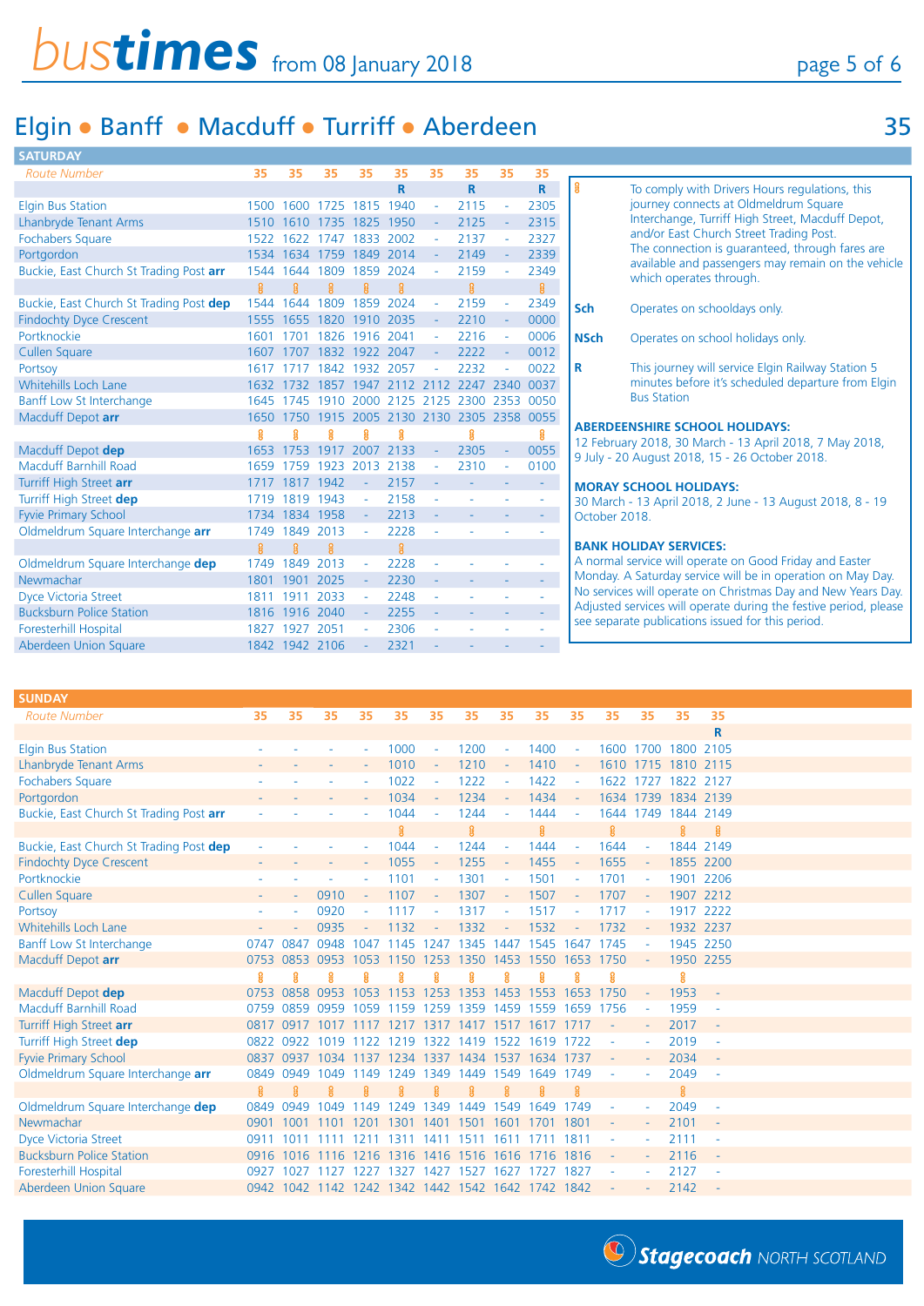# Elgin • Banff • Macduff • Turriff • Aberdeen

## 35

### SATURDAY

| Route Number | 35 | 35 | 35 | 35 | 35 | 35 | 35 | 35 | 35 |
|---|---|---|---|---|---|---|---|---|---|
| | | | | | R | | R | | R |
| Elgin Bus Station | 1500 | 1600 | 1725 | 1815 | 1940 | - | 2115 | - | 2305 |
| Lhanbryde Tenant Arms | 1510 | 1610 | 1735 | 1825 | 1950 | - | 2125 | - | 2315 |
| Fochabers Square | 1522 | 1622 | 1747 | 1833 | 2002 | - | 2137 | - | 2327 |
| Portgordon | 1534 | 1634 | 1759 | 1849 | 2014 | - | 2149 | - | 2339 |
| Buckie, East Church St Trading Post **arr** | 1544 | 1644 | 1809 | 1859 | 2024 | - | 2159 | - | 2349 |
| | § | § | § | § | § | | § | | § |
| Buckie, East Church St Trading Post **dep** | 1544 | 1644 | 1809 | 1859 | 2024 | - | 2159 | - | 2349 |
| Findochty Dyce Crescent | 1555 | 1655 | 1820 | 1910 | 2035 | - | 2210 | - | 0000 |
| Portknockie | 1601 | 1701 | 1826 | 1916 | 2041 | - | 2216 | - | 0006 |
| Cullen Square | 1607 | 1707 | 1832 | 1922 | 2047 | - | 2222 | - | 0012 |
| Portsoy | 1617 | 1717 | 1842 | 1932 | 2057 | - | 2232 | - | 0022 |
| Whitehills Loch Lane | 1632 | 1732 | 1857 | 1947 | 2112 | 2112 | 2247 | 2340 | 0037 |
| Banff Low St Interchange | 1645 | 1745 | 1910 | 2000 | 2125 | 2125 | 2300 | 2353 | 0050 |
| Macduff Depot **arr** | 1650 | 1750 | 1915 | 2005 | 2130 | 2130 | 2305 | 2358 | 0055 |
| | § | § | § | § | § | | § | | § |
| Macduff Depot **dep** | 1653 | 1753 | 1917 | 2007 | 2133 | - | 2305 | - | 0055 |
| Macduff Barnhill Road | 1659 | 1759 | 1923 | 2013 | 2138 | - | 2310 | - | 0100 |
| Turriff High Street **arr** | 1717 | 1817 | 1942 | - | 2157 | - | - | - | - |
| Turriff High Street **dep** | 1719 | 1819 | 1943 | - | 2158 | - | - | - | - |
| Fyvie Primary School | 1734 | 1834 | 1958 | - | 2213 | - | - | - | - |
| Oldmeldrum Square Interchange **arr** | 1749 | 1849 | 2013 | - | 2228 | - | - | - | - |
| | § | § | § | | § | | | | |
| Oldmeldrum Square Interchange **dep** | 1749 | 1849 | 2013 | - | 2228 | - | - | - | - |
| Newmachar | 1801 | 1901 | 2025 | - | 2230 | - | - | - | - |
| Dyce Victoria Street | 1811 | 1911 | 2033 | - | 2248 | - | - | - | - |
| Bucksburn Police Station | 1816 | 1916 | 2040 | - | 2255 | - | - | - | - |
| Foresterhill Hospital | 1827 | 1927 | 2051 | - | 2306 | - | - | - | - |
| Aberdeen Union Square | 1842 | 1942 | 2106 | - | 2321 | - | - | - | - |

**§** To comply with Drivers Hours regulations, this journey connects at Oldmeldrum Square Interchange, Turriff High Street, Macduff Depot, and/or East Church Street Trading Post. The connection is guaranteed, through fares are available and passengers may remain on the vehicle which operates through.

**Sch** Operates on schooldays only.

**NSch** Operates on school holidays only.

**R** This journey will service Elgin Railway Station 5 minutes before it's scheduled departure from Elgin Bus Station

**ABERDEENSHIRE SCHOOL HOLIDAYS:**
12 February 2018, 30 March - 13 April 2018, 7 May 2018, 9 July - 20 August 2018, 15 - 26 October 2018.

**MORAY SCHOOL HOLIDAYS:**
30 March - 13 April 2018, 2 June - 13 August 2018, 8 - 19 October 2018.

**BANK HOLIDAY SERVICES:**
A normal service will operate on Good Friday and Easter Monday. A Saturday service will be in operation on May Day. No services will operate on Christmas Day and New Years Day. Adjusted services will operate during the festive period, please see separate publications issued for this period.

### SUNDAY

| Route Number | 35 | 35 | 35 | 35 | 35 | 35 | 35 | 35 | 35 | 35 | 35 | 35 | 35 | 35 |
|---|---|---|---|---|---|---|---|---|---|---|---|---|---|---|
| | | | | | | | | | | | | | | R |
| Elgin Bus Station | - | - | - | - | 1000 | - | 1200 | - | 1400 | - | 1600 | 1700 | 1800 | 2105 |
| Lhanbryde Tenant Arms | - | - | - | - | 1010 | - | 1210 | - | 1410 | - | 1610 | 1715 | 1810 | 2115 |
| Fochabers Square | - | - | - | - | 1022 | - | 1222 | - | 1422 | - | 1622 | 1727 | 1822 | 2127 |
| Portgordon | - | - | - | - | 1034 | - | 1234 | - | 1434 | - | 1634 | 1739 | 1834 | 2139 |
| Buckie, East Church St Trading Post **arr** | - | - | - | - | 1044 | - | 1244 | - | 1444 | - | 1644 | 1749 | 1844 | 2149 |
| | | | | | § | | § | | § | | § | | § | § |
| Buckie, East Church St Trading Post **dep** | - | - | - | - | 1044 | - | 1244 | - | 1444 | - | 1644 | - | 1844 | 2149 |
| Findochty Dyce Crescent | - | - | - | - | 1055 | - | 1255 | - | 1455 | - | 1655 | - | 1855 | 2200 |
| Portknockie | - | - | - | - | 1101 | - | 1301 | - | 1501 | - | 1701 | - | 1901 | 2206 |
| Cullen Square | - | - | 0910 | - | 1107 | - | 1307 | - | 1507 | - | 1707 | - | 1907 | 2212 |
| Portsoy | - | - | 0920 | - | 1117 | - | 1317 | - | 1517 | - | 1717 | - | 1917 | 2222 |
| Whitehills Loch Lane | - | - | 0935 | - | 1132 | - | 1332 | - | 1532 | - | 1732 | - | 1932 | 2237 |
| Banff Low St Interchange | 0747 | 0847 | 0948 | 1047 | 1145 | 1247 | 1345 | 1447 | 1545 | 1647 | 1745 | - | 1945 | 2250 |
| Macduff Depot **arr** | 0753 | 0853 | 0953 | 1053 | 1150 | 1253 | 1350 | 1453 | 1550 | 1653 | 1750 | - | 1950 | 2255 |
| | § | § | § | § | § | § | § | § | § | § | § | | § | |
| Macduff Depot **dep** | 0753 | 0858 | 0953 | 1053 | 1153 | 1253 | 1353 | 1453 | 1553 | 1653 | 1750 | - | 1953 | - |
| Macduff Barnhill Road | 0759 | 0859 | 0959 | 1059 | 1159 | 1259 | 1359 | 1459 | 1559 | 1659 | 1756 | - | 1959 | - |
| Turriff High Street **arr** | 0817 | 0917 | 1017 | 1117 | 1217 | 1317 | 1417 | 1517 | 1617 | 1717 | - | - | 2017 | - |
| Turriff High Street **dep** | 0822 | 0922 | 1019 | 1122 | 1219 | 1322 | 1419 | 1522 | 1619 | 1722 | - | - | 2019 | - |
| Fyvie Primary School | 0837 | 0937 | 1034 | 1137 | 1234 | 1337 | 1434 | 1537 | 1634 | 1737 | - | - | 2034 | - |
| Oldmeldrum Square Interchange **arr** | 0849 | 0949 | 1049 | 1149 | 1249 | 1349 | 1449 | 1549 | 1649 | 1749 | - | - | 2049 | - |
| | § | § | § | § | § | § | § | § | § | § | | | § | |
| Oldmeldrum Square Interchange **dep** | 0849 | 0949 | 1049 | 1149 | 1249 | 1349 | 1449 | 1549 | 1649 | 1749 | - | - | 2049 | - |
| Newmachar | 0901 | 1001 | 1101 | 1201 | 1301 | 1401 | 1501 | 1601 | 1701 | 1801 | - | - | 2101 | - |
| Dyce Victoria Street | 0911 | 1011 | 1111 | 1211 | 1311 | 1411 | 1511 | 1611 | 1711 | 1811 | - | - | 2111 | - |
| Bucksburn Police Station | 0916 | 1016 | 1116 | 1216 | 1316 | 1416 | 1516 | 1616 | 1716 | 1816 | - | - | 2116 | - |
| Foresterhill Hospital | 0927 | 1027 | 1127 | 1227 | 1327 | 1427 | 1527 | 1627 | 1727 | 1827 | - | - | 2127 | - |
| Aberdeen Union Square | 0942 | 1042 | 1142 | 1242 | 1342 | 1442 | 1542 | 1642 | 1742 | 1842 | - | - | 2142 | - |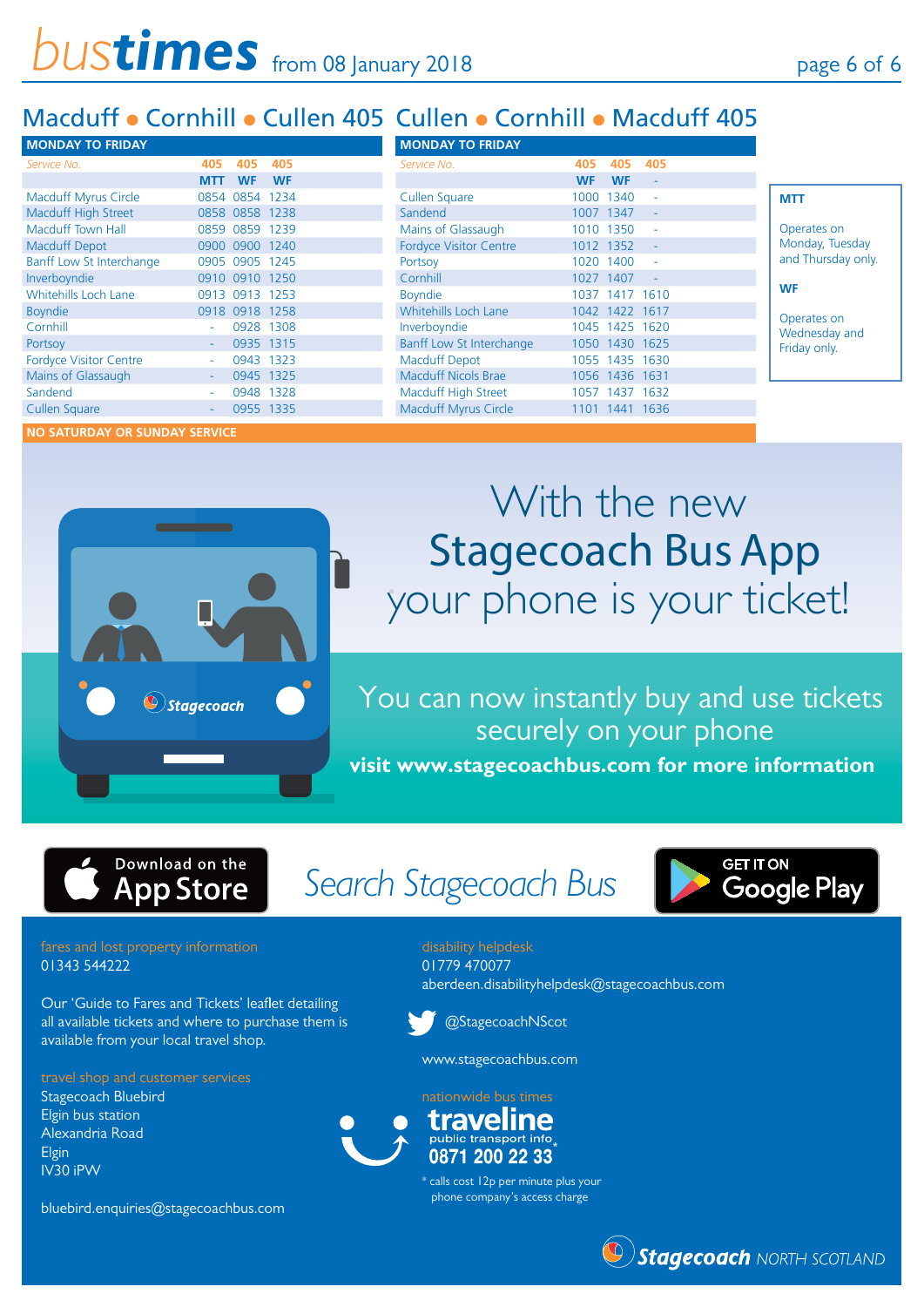# bustimes from 08 January 2018

## Macduff • Cornhill • Cullen 405

**MONDAY TO FRIDAY**

| Service No. | 405 | 405 | 405 |
|---|---|---|---|
| | MTT | WF | WF |
| Macduff Myrus Circle | 0854 | 0854 | 1234 |
| Macduff High Street | 0858 | 0858 | 1238 |
| Macduff Town Hall | 0859 | 0859 | 1239 |
| Macduff Depot | 0900 | 0900 | 1240 |
| Banff Low St Interchange | 0905 | 0905 | 1245 |
| Inverboyndie | 0910 | 0910 | 1250 |
| Whitehills Loch Lane | 0913 | 0913 | 1253 |
| Boyndie | 0918 | 0918 | 1258 |
| Cornhill | - | 0928 | 1308 |
| Portsoy | - | 0935 | 1315 |
| Fordyce Visitor Centre | - | 0943 | 1323 |
| Mains of Glassaugh | - | 0945 | 1325 |
| Sandend | - | 0948 | 1328 |
| Cullen Square | - | 0955 | 1335 |

## Cullen • Cornhill • Macduff 405

**MONDAY TO FRIDAY**

| Service No. | 405 | 405 | 405 |
|---|---|---|---|
| | WF | WF | - |
| Cullen Square | 1000 | 1340 | - |
| Sandend | 1007 | 1347 | - |
| Mains of Glassaugh | 1010 | 1350 | - |
| Fordyce Visitor Centre | 1012 | 1352 | - |
| Portsoy | 1020 | 1400 | - |
| Cornhill | 1027 | 1407 | - |
| Boyndie | 1037 | 1417 | 1610 |
| Whitehills Loch Lane | 1042 | 1422 | 1617 |
| Inverboyndie | 1045 | 1425 | 1620 |
| Banff Low St Interchange | 1050 | 1430 | 1625 |
| Macduff Depot | 1055 | 1435 | 1630 |
| Macduff Nicols Brae | 1056 | 1436 | 1631 |
| Macduff High Street | 1057 | 1437 | 1632 |
| Macduff Myrus Circle | 1101 | 1441 | 1636 |

**NO SATURDAY OR SUNDAY SERVICE**

**MTT**

Operates on Monday, Tuesday and Thursday only.

**WF**

Operates on Wednesday and Friday only.

With the new **Stagecoach Bus App** your phone is your ticket!

You can now instantly buy and use tickets securely on your phone

**visit www.stagecoachbus.com for more information**

Download on the App Store — Search Stagecoach Bus — GET IT ON Google Play

fares and lost property information
01343 544222

Our 'Guide to Fares and Tickets' leaflet detailing all available tickets and where to purchase them is available from your local travel shop.

travel shop and customer services
Stagecoach Bluebird
Elgin bus station
Alexandria Road
Elgin
IV30 1PW

bluebird.enquiries@stagecoachbus.com

disability helpdesk
01779 470077
aberdeen.disabilityhelpdesk@stagecoachbus.com

@StagecoachNScot

www.stagecoachbus.com

nationwide bus times
traveline public transport info*
0871 200 22 33

* calls cost 12p per minute plus your phone company's access charge

Stagecoach NORTH SCOTLAND